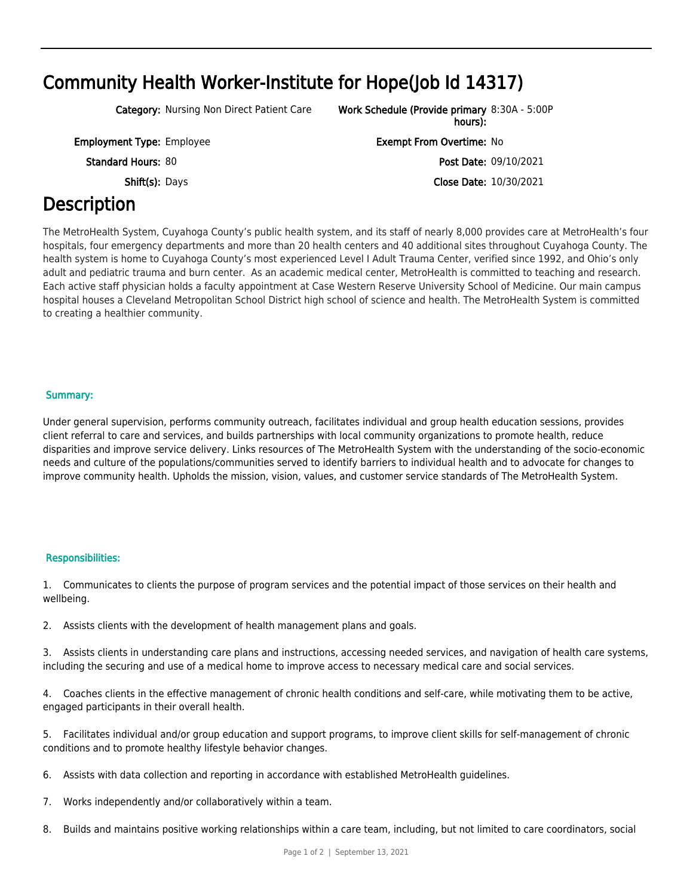# Community Health Worker-Institute for Hope(Job Id 14317)

| | | | |
|---|---|---|---|
| **Category:** | Nursing Non Direct Patient Care | **Work Schedule (Provide primary hours):** | 8:30A - 5:00P |
| **Employment Type:** | Employee | **Exempt From Overtime:** | No |
| **Standard Hours:** | 80 | **Post Date:** | 09/10/2021 |
| **Shift(s):** | Days | **Close Date:** | 10/30/2021 |

# Description

The MetroHealth System, Cuyahoga County's public health system, and its staff of nearly 8,000 provides care at MetroHealth's four hospitals, four emergency departments and more than 20 health centers and 40 additional sites throughout Cuyahoga County. The health system is home to Cuyahoga County's most experienced Level I Adult Trauma Center, verified since 1992, and Ohio's only adult and pediatric trauma and burn center. As an academic medical center, MetroHealth is committed to teaching and research. Each active staff physician holds a faculty appointment at Case Western Reserve University School of Medicine. Our main campus hospital houses a Cleveland Metropolitan School District high school of science and health. The MetroHealth System is committed to creating a healthier community.

## Summary:

Under general supervision, performs community outreach, facilitates individual and group health education sessions, provides client referral to care and services, and builds partnerships with local community organizations to promote health, reduce disparities and improve service delivery. Links resources of The MetroHealth System with the understanding of the socio-economic needs and culture of the populations/communities served to identify barriers to individual health and to advocate for changes to improve community health. Upholds the mission, vision, values, and customer service standards of The MetroHealth System.

## Responsibilities:

1. Communicates to clients the purpose of program services and the potential impact of those services on their health and wellbeing.

2. Assists clients with the development of health management plans and goals.

3. Assists clients in understanding care plans and instructions, accessing needed services, and navigation of health care systems, including the securing and use of a medical home to improve access to necessary medical care and social services.

4. Coaches clients in the effective management of chronic health conditions and self-care, while motivating them to be active, engaged participants in their overall health.

5. Facilitates individual and/or group education and support programs, to improve client skills for self-management of chronic conditions and to promote healthy lifestyle behavior changes.

6. Assists with data collection and reporting in accordance with established MetroHealth guidelines.

7. Works independently and/or collaboratively within a team.

8. Builds and maintains positive working relationships within a care team, including, but not limited to care coordinators, social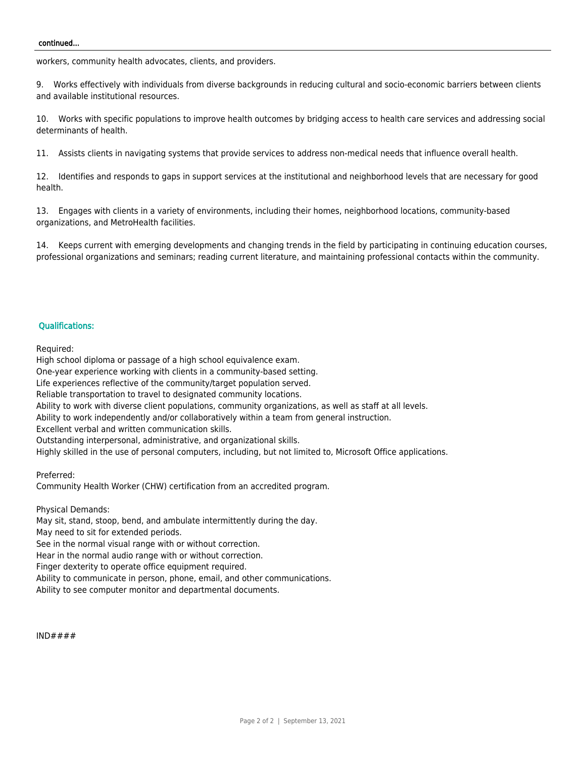continued...

workers, community health advocates, clients, and providers.

9. Works effectively with individuals from diverse backgrounds in reducing cultural and socio-economic barriers between clients and available institutional resources.

10. Works with specific populations to improve health outcomes by bridging access to health care services and addressing social determinants of health.

11. Assists clients in navigating systems that provide services to address non-medical needs that influence overall health.

12. Identifies and responds to gaps in support services at the institutional and neighborhood levels that are necessary for good health.

13. Engages with clients in a variety of environments, including their homes, neighborhood locations, community-based organizations, and MetroHealth facilities.

14. Keeps current with emerging developments and changing trends in the field by participating in continuing education courses, professional organizations and seminars; reading current literature, and maintaining professional contacts within the community.

## Qualifications:

Required:
High school diploma or passage of a high school equivalence exam.
One-year experience working with clients in a community-based setting.
Life experiences reflective of the community/target population served.
Reliable transportation to travel to designated community locations.
Ability to work with diverse client populations, community organizations, as well as staff at all levels.
Ability to work independently and/or collaboratively within a team from general instruction.
Excellent verbal and written communication skills.
Outstanding interpersonal, administrative, and organizational skills.
Highly skilled in the use of personal computers, including, but not limited to, Microsoft Office applications.

Preferred:
Community Health Worker (CHW) certification from an accredited program.

Physical Demands:
May sit, stand, stoop, bend, and ambulate intermittently during the day.
May need to sit for extended periods.
See in the normal visual range with or without correction.
Hear in the normal audio range with or without correction.
Finger dexterity to operate office equipment required.
Ability to communicate in person, phone, email, and other communications.
Ability to see computer monitor and departmental documents.

IND####